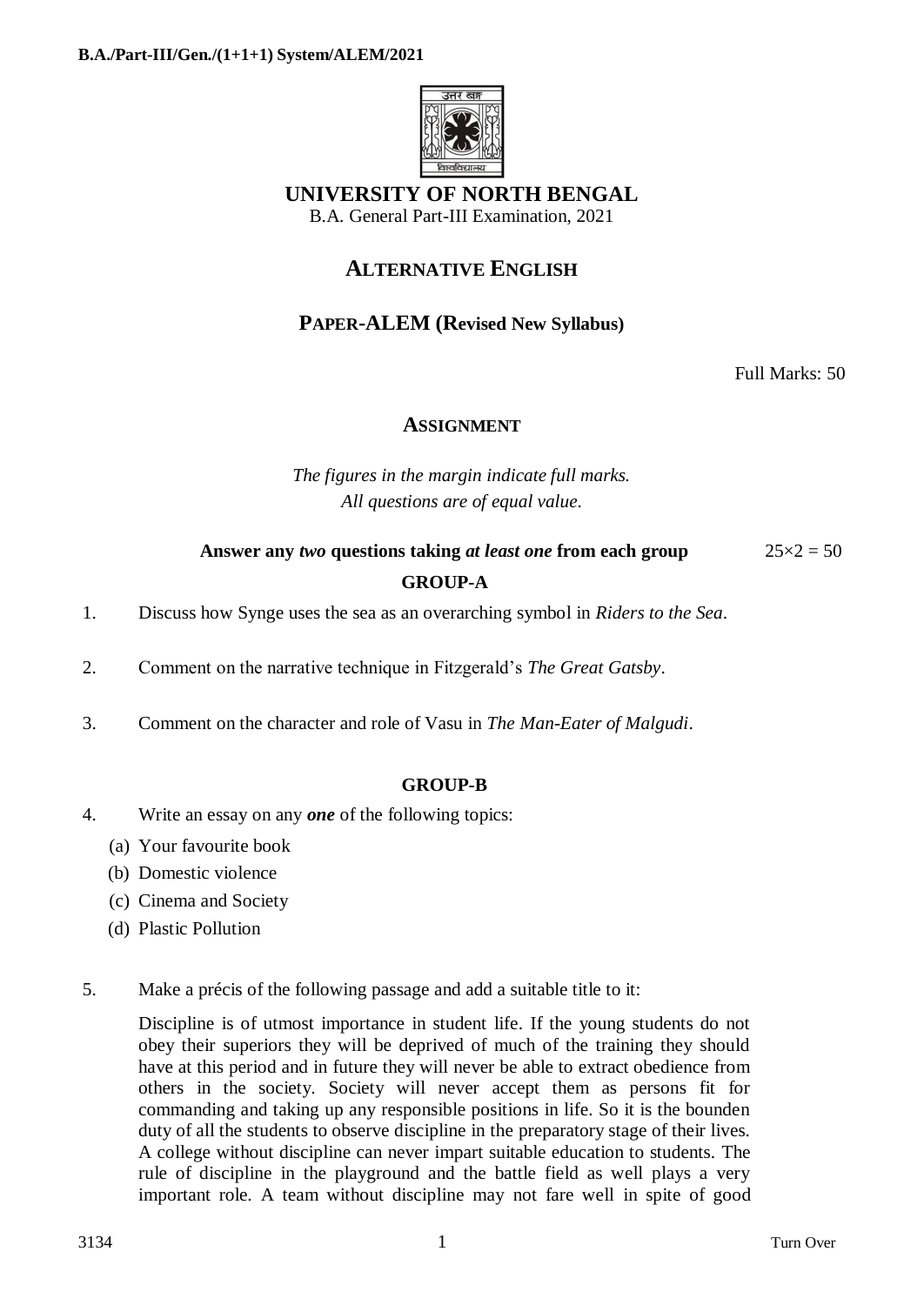**B.A./Part-III/Gen./(1+1+1) System/ALEM/2021**

# UNIVERSITY OF NORTH BENGAL

B.A. General Part-III Examination, 2021

## ALTERNATIVE ENGLISH

### PAPER-ALEM (Revised New Syllabus)

Full Marks: 50

### ASSIGNMENT

*The figures in the margin indicate full marks.*
*All questions are of equal value.*

**Answer any *two* questions taking *at least one* from each group** $25\times2 = 50$

**GROUP-A**

1. Discuss how Synge uses the sea as an overarching symbol in *Riders to the Sea*.

2. Comment on the narrative technique in Fitzgerald's *The Great Gatsby*.

3. Comment on the character and role of Vasu in *The Man-Eater of Malgudi*.

**GROUP-B**

4. Write an essay on any ***one*** of the following topics:
   - (a) Your favourite book
   - (b) Domestic violence
   - (c) Cinema and Society
   - (d) Plastic Pollution

5. Make a précis of the following passage and add a suitable title to it:

   Discipline is of utmost importance in student life. If the young students do not obey their superiors they will be deprived of much of the training they should have at this period and in future they will never be able to extract obedience from others in the society. Society will never accept them as persons fit for commanding and taking up any responsible positions in life. So it is the bounden duty of all the students to observe discipline in the preparatory stage of their lives. A college without discipline can never impart suitable education to students. The rule of discipline in the playground and the battle field as well plays a very important role. A team without discipline may not fare well in spite of good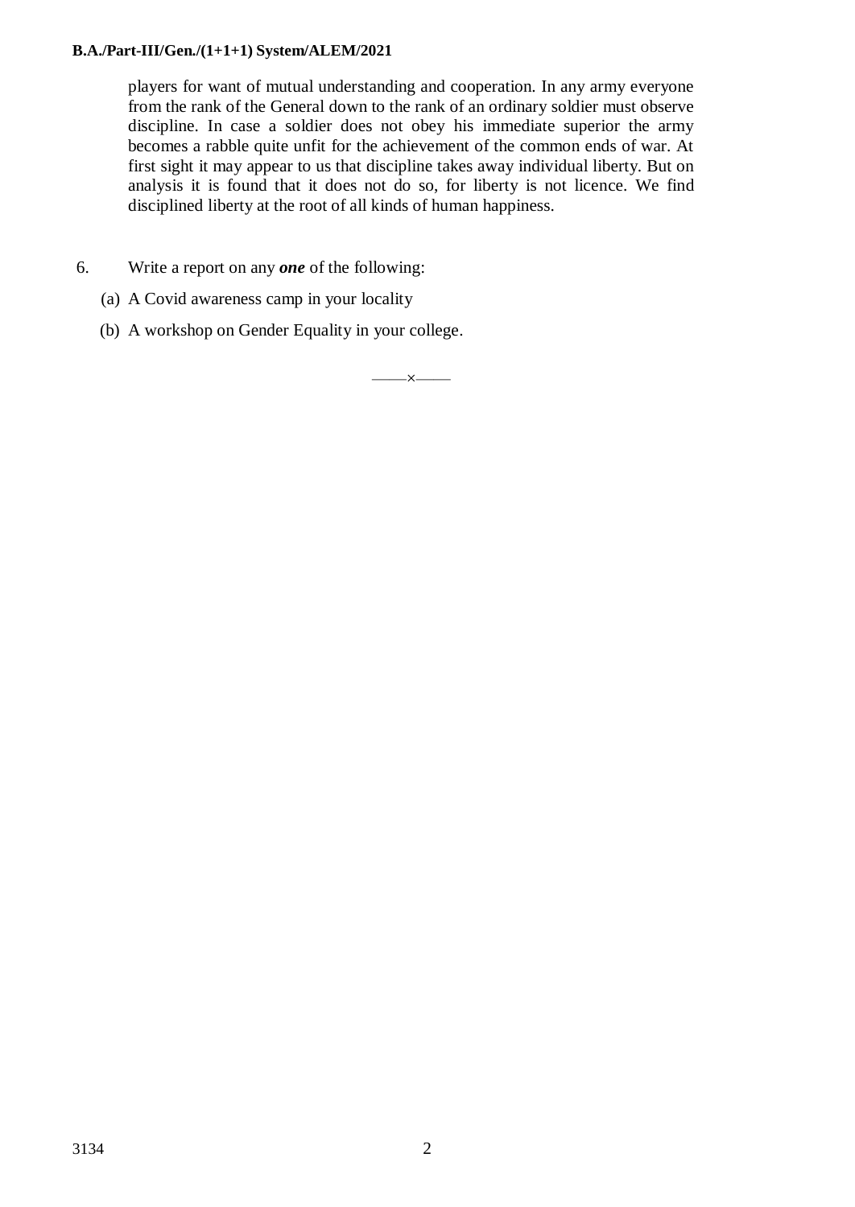players for want of mutual understanding and cooperation. In any army everyone from the rank of the General down to the rank of an ordinary soldier must observe discipline. In case a soldier does not obey his immediate superior the army becomes a rabble quite unfit for the achievement of the common ends of war. At first sight it may appear to us that discipline takes away individual liberty. But on analysis it is found that it does not do so, for liberty is not licence. We find disciplined liberty at the root of all kinds of human happiness.

6. Write a report on any ***one*** of the following:

(a) A Covid awareness camp in your locality

(b) A workshop on Gender Equality in your college.

——×——